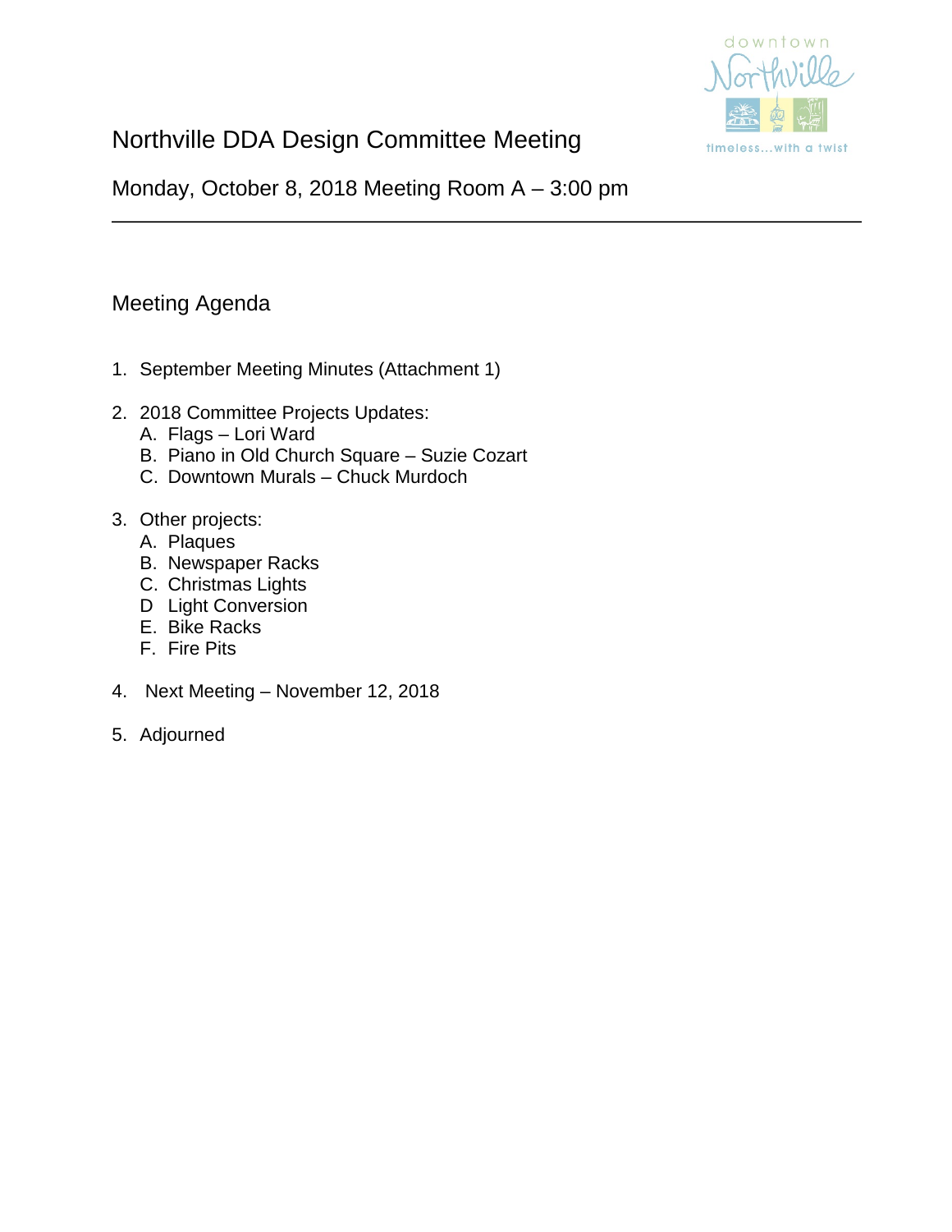# Northville DDA Design Committee Meeting

Monday, October 8, 2018 Meeting Room A – 3:00 pm

---

## Meeting Agenda

1. September Meeting Minutes (Attachment 1)

2. 2018 Committee Projects Updates:
   - A. Flags – Lori Ward
   - B. Piano in Old Church Square – Suzie Cozart
   - C. Downtown Murals – Chuck Murdoch

3. Other projects:
   - A. Plaques
   - B. Newspaper Racks
   - C. Christmas Lights
   - D Light Conversion
   - E. Bike Racks
   - F. Fire Pits

4. Next Meeting – November 12, 2018

5. Adjourned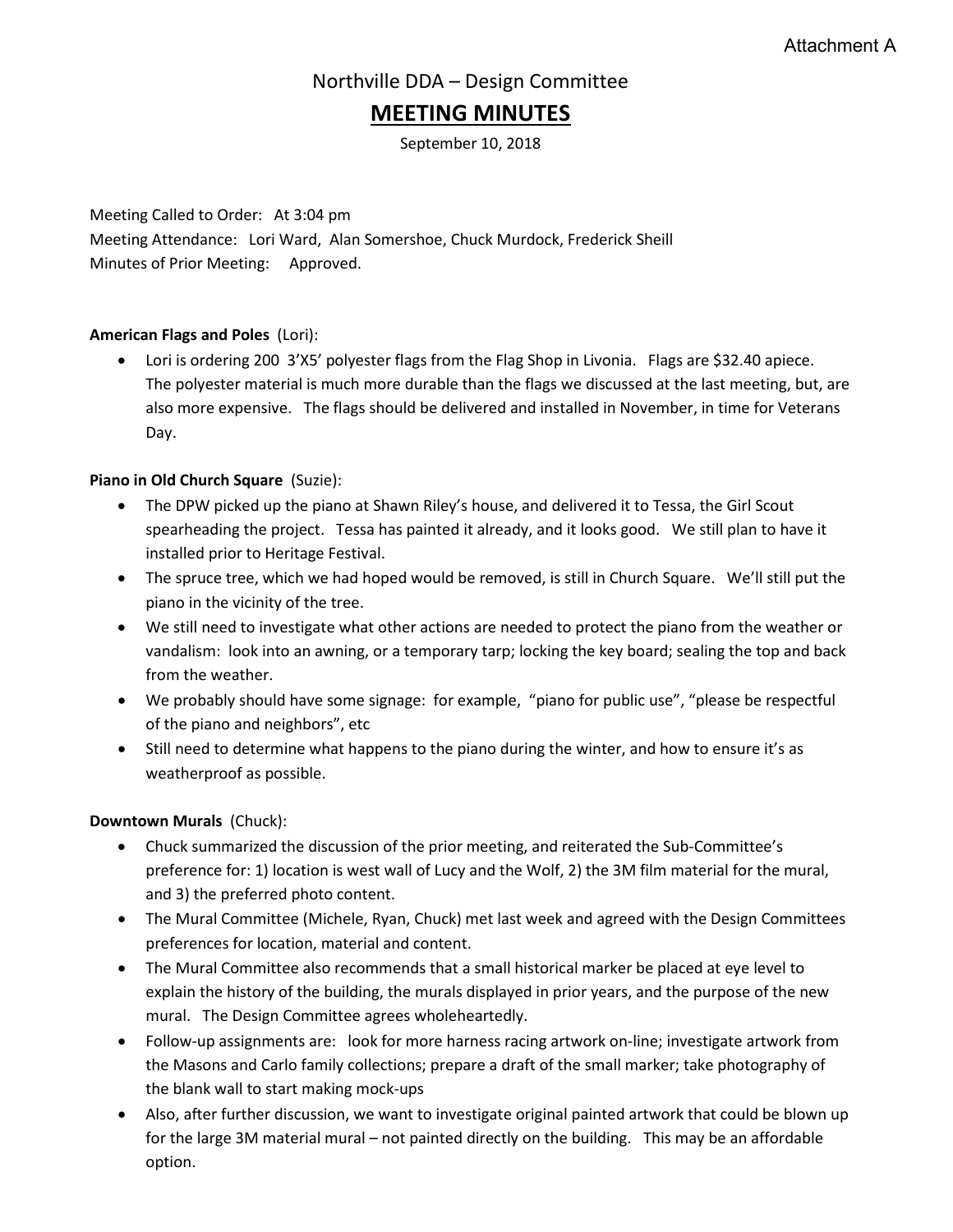Attachment A

# Northville DDA – Design Committee

## MEETING MINUTES

September 10, 2018

Meeting Called to Order: At 3:04 pm
Meeting Attendance: Lori Ward, Alan Somershoe, Chuck Murdock, Frederick Sheill
Minutes of Prior Meeting: Approved.

**American Flags and Poles** (Lori):

- Lori is ordering 200 3'X5' polyester flags from the Flag Shop in Livonia. Flags are $32.40 apiece. The polyester material is much more durable than the flags we discussed at the last meeting, but, are also more expensive. The flags should be delivered and installed in November, in time for Veterans Day.

**Piano in Old Church Square** (Suzie):

- The DPW picked up the piano at Shawn Riley's house, and delivered it to Tessa, the Girl Scout spearheading the project. Tessa has painted it already, and it looks good. We still plan to have it installed prior to Heritage Festival.
- The spruce tree, which we had hoped would be removed, is still in Church Square. We'll still put the piano in the vicinity of the tree.
- We still need to investigate what other actions are needed to protect the piano from the weather or vandalism: look into an awning, or a temporary tarp; locking the key board; sealing the top and back from the weather.
- We probably should have some signage: for example, "piano for public use", "please be respectful of the piano and neighbors", etc
- Still need to determine what happens to the piano during the winter, and how to ensure it's as weatherproof as possible.

**Downtown Murals** (Chuck):

- Chuck summarized the discussion of the prior meeting, and reiterated the Sub-Committee's preference for: 1) location is west wall of Lucy and the Wolf, 2) the 3M film material for the mural, and 3) the preferred photo content.
- The Mural Committee (Michele, Ryan, Chuck) met last week and agreed with the Design Committees preferences for location, material and content.
- The Mural Committee also recommends that a small historical marker be placed at eye level to explain the history of the building, the murals displayed in prior years, and the purpose of the new mural. The Design Committee agrees wholeheartedly.
- Follow-up assignments are: look for more harness racing artwork on-line; investigate artwork from the Masons and Carlo family collections; prepare a draft of the small marker; take photography of the blank wall to start making mock-ups
- Also, after further discussion, we want to investigate original painted artwork that could be blown up for the large 3M material mural – not painted directly on the building. This may be an affordable option.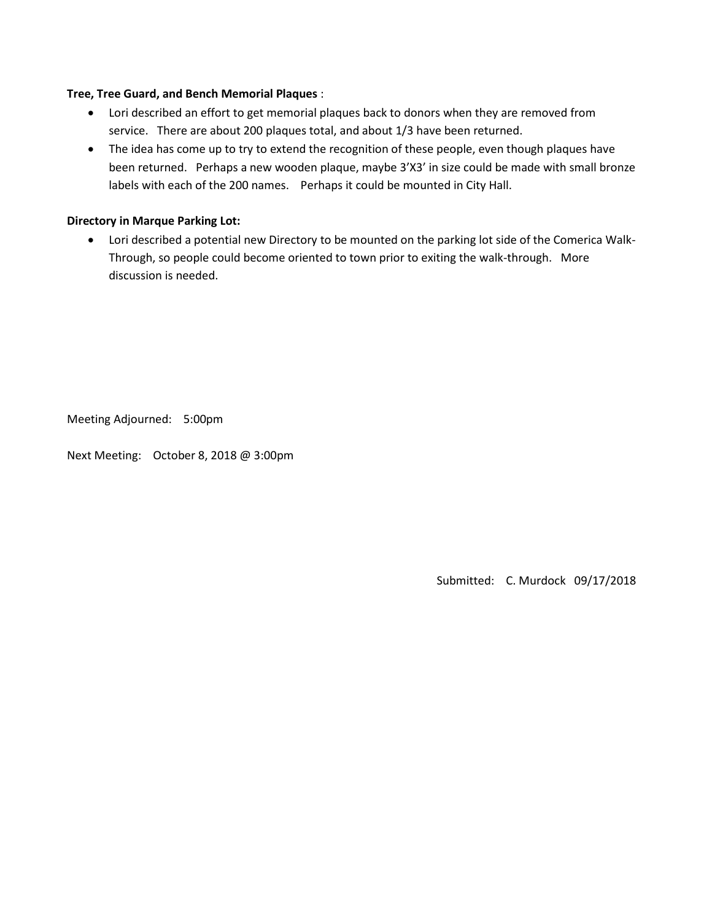**Tree, Tree Guard, and Bench Memorial Plaques** :

- Lori described an effort to get memorial plaques back to donors when they are removed from service. There are about 200 plaques total, and about 1/3 have been returned.
- The idea has come up to try to extend the recognition of these people, even though plaques have been returned. Perhaps a new wooden plaque, maybe 3'X3' in size could be made with small bronze labels with each of the 200 names. Perhaps it could be mounted in City Hall.

**Directory in Marque Parking Lot:**

- Lori described a potential new Directory to be mounted on the parking lot side of the Comerica Walk-Through, so people could become oriented to town prior to exiting the walk-through. More discussion is needed.

Meeting Adjourned: 5:00pm

Next Meeting: October 8, 2018 @ 3:00pm

Submitted: C. Murdock 09/17/2018